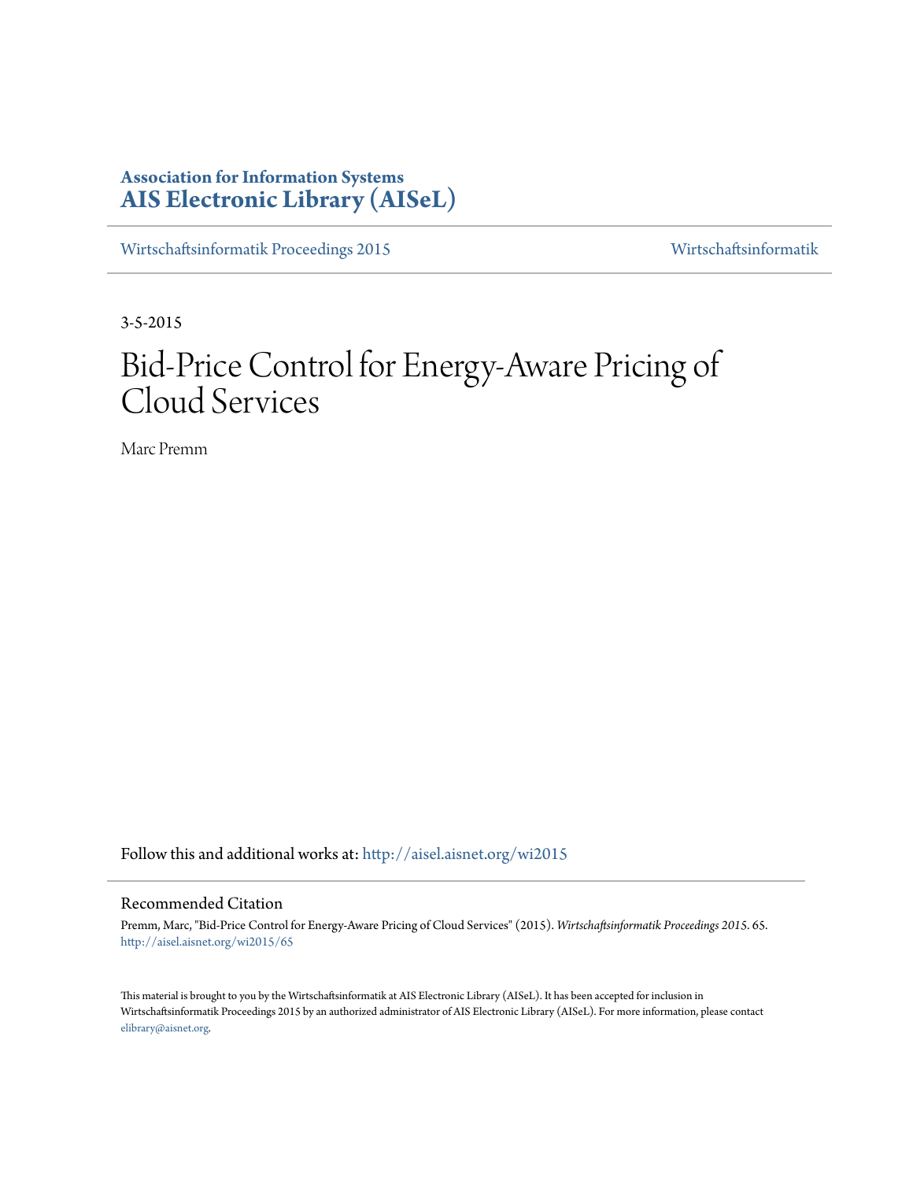**Association for Information Systems**
**AIS Electronic Library (AISeL)**

Wirtschaftsinformatik Proceedings 2015 | Wirtschaftsinformatik

3-5-2015

# Bid-Price Control for Energy-Aware Pricing of Cloud Services

Marc Premm

Follow this and additional works at: http://aisel.aisnet.org/wi2015

## Recommended Citation

Premm, Marc, "Bid-Price Control for Energy-Aware Pricing of Cloud Services" (2015). *Wirtschaftsinformatik Proceedings 2015*. 65. http://aisel.aisnet.org/wi2015/65

This material is brought to you by the Wirtschaftsinformatik at AIS Electronic Library (AISeL). It has been accepted for inclusion in Wirtschaftsinformatik Proceedings 2015 by an authorized administrator of AIS Electronic Library (AISeL). For more information, please contact elibrary@aisnet.org.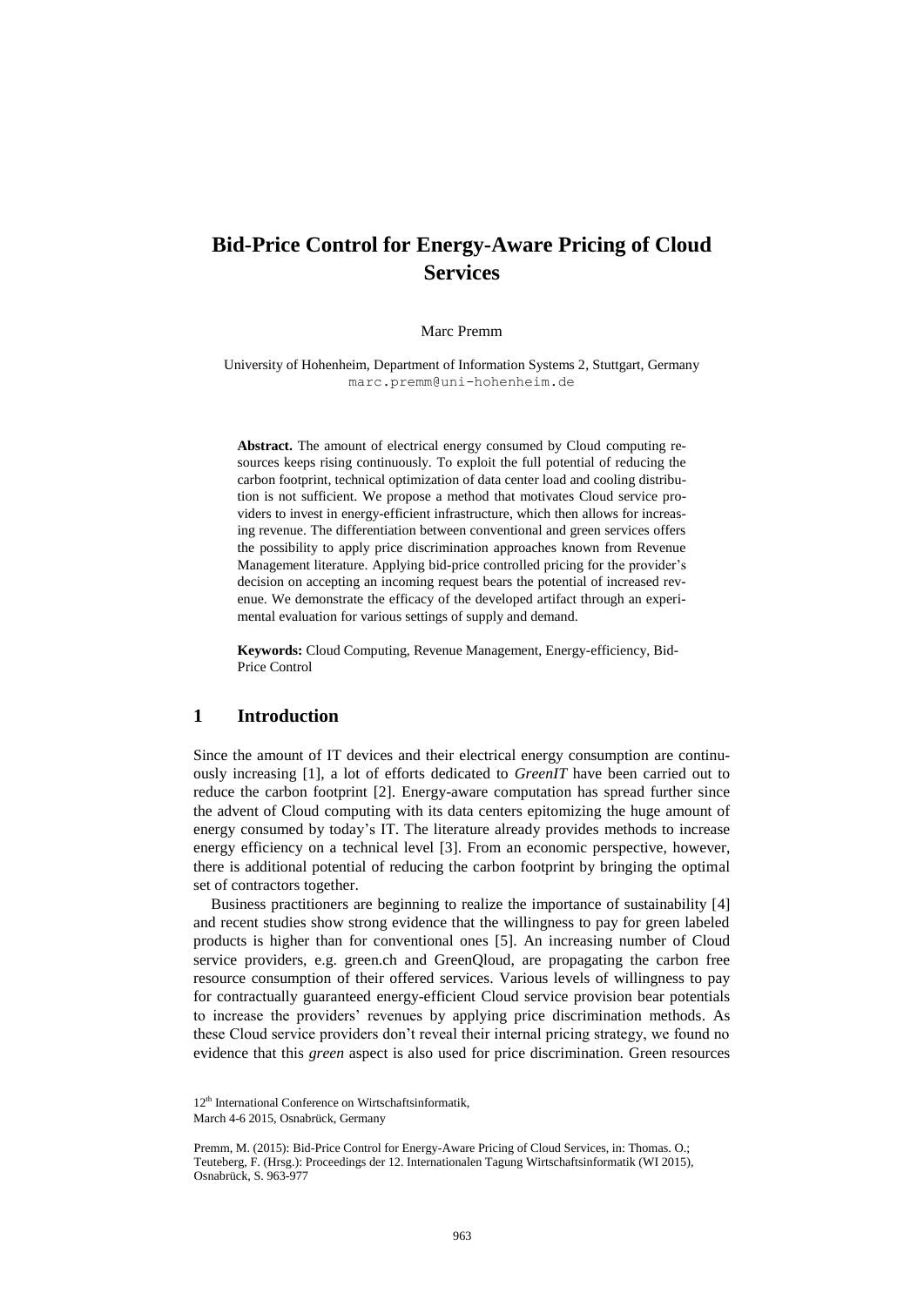# Bid-Price Control for Energy-Aware Pricing of Cloud Services

Marc Premm

University of Hohenheim, Department of Information Systems 2, Stuttgart, Germany
marc.premm@uni-hohenheim.de

**Abstract.** The amount of electrical energy consumed by Cloud computing resources keeps rising continuously. To exploit the full potential of reducing the carbon footprint, technical optimization of data center load and cooling distribution is not sufficient. We propose a method that motivates Cloud service providers to invest in energy-efficient infrastructure, which then allows for increasing revenue. The differentiation between conventional and green services offers the possibility to apply price discrimination approaches known from Revenue Management literature. Applying bid-price controlled pricing for the provider's decision on accepting an incoming request bears the potential of increased revenue. We demonstrate the efficacy of the developed artifact through an experimental evaluation for various settings of supply and demand.

**Keywords:** Cloud Computing, Revenue Management, Energy-efficiency, Bid-Price Control

## 1 Introduction

Since the amount of IT devices and their electrical energy consumption are continuously increasing [1], a lot of efforts dedicated to *GreenIT* have been carried out to reduce the carbon footprint [2]. Energy-aware computation has spread further since the advent of Cloud computing with its data centers epitomizing the huge amount of energy consumed by today's IT. The literature already provides methods to increase energy efficiency on a technical level [3]. From an economic perspective, however, there is additional potential of reducing the carbon footprint by bringing the optimal set of contractors together.

Business practitioners are beginning to realize the importance of sustainability [4] and recent studies show strong evidence that the willingness to pay for green labeled products is higher than for conventional ones [5]. An increasing number of Cloud service providers, e.g. green.ch and GreenQloud, are propagating the carbon free resource consumption of their offered services. Various levels of willingness to pay for contractually guaranteed energy-efficient Cloud service provision bear potentials to increase the providers' revenues by applying price discrimination methods. As these Cloud service providers don't reveal their internal pricing strategy, we found no evidence that this *green* aspect is also used for price discrimination. Green resources

12th International Conference on Wirtschaftsinformatik,
March 4-6 2015, Osnabrück, Germany

Premm, M. (2015): Bid-Price Control for Energy-Aware Pricing of Cloud Services, in: Thomas. O.; Teuteberg, F. (Hrsg.): Proceedings der 12. Internationalen Tagung Wirtschaftsinformatik (WI 2015), Osnabrück, S. 963-977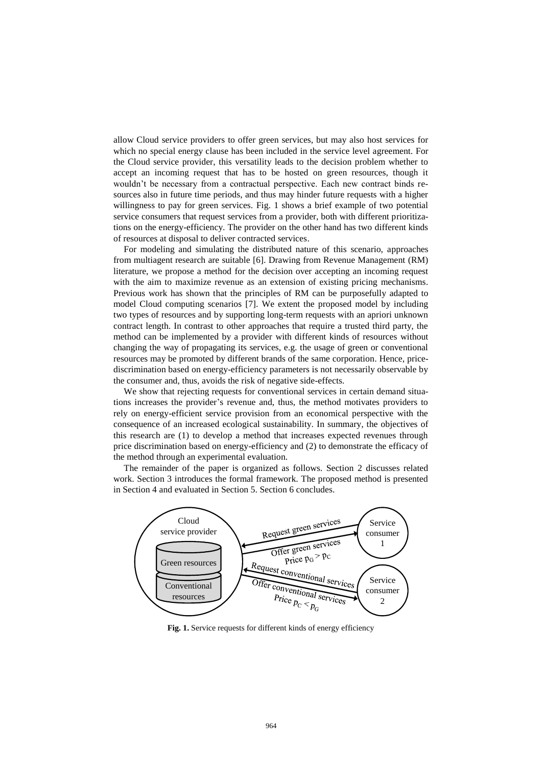allow Cloud service providers to offer green services, but may also host services for which no special energy clause has been included in the service level agreement. For the Cloud service provider, this versatility leads to the decision problem whether to accept an incoming request that has to be hosted on green resources, though it wouldn't be necessary from a contractual perspective. Each new contract binds resources also in future time periods, and thus may hinder future requests with a higher willingness to pay for green services. Fig. 1 shows a brief example of two potential service consumers that request services from a provider, both with different prioritizations on the energy-efficiency. The provider on the other hand has two different kinds of resources at disposal to deliver contracted services.

For modeling and simulating the distributed nature of this scenario, approaches from multiagent research are suitable [6]. Drawing from Revenue Management (RM) literature, we propose a method for the decision over accepting an incoming request with the aim to maximize revenue as an extension of existing pricing mechanisms. Previous work has shown that the principles of RM can be purposefully adapted to model Cloud computing scenarios [7]. We extent the proposed model by including two types of resources and by supporting long-term requests with an apriori unknown contract length. In contrast to other approaches that require a trusted third party, the method can be implemented by a provider with different kinds of resources without changing the way of propagating its services, e.g. the usage of green or conventional resources may be promoted by different brands of the same corporation. Hence, price-discrimination based on energy-efficiency parameters is not necessarily observable by the consumer and, thus, avoids the risk of negative side-effects.

We show that rejecting requests for conventional services in certain demand situations increases the provider's revenue and, thus, the method motivates providers to rely on energy-efficient service provision from an economical perspective with the consequence of an increased ecological sustainability. In summary, the objectives of this research are (1) to develop a method that increases expected revenues through price discrimination based on energy-efficiency and (2) to demonstrate the efficacy of the method through an experimental evaluation.

The remainder of the paper is organized as follows. Section 2 discusses related work. Section 3 introduces the formal framework. The proposed method is presented in Section 4 and evaluated in Section 5. Section 6 concludes.

Cloud service provider — Green resources — Conventional resources

Service consumer 1: Request green services / Offer green services, Price $p_G > p_C$

Service consumer 2: Request conventional services / Offer conventional services, Price $p_C < p_G$

**Fig. 1.** Service requests for different kinds of energy efficiency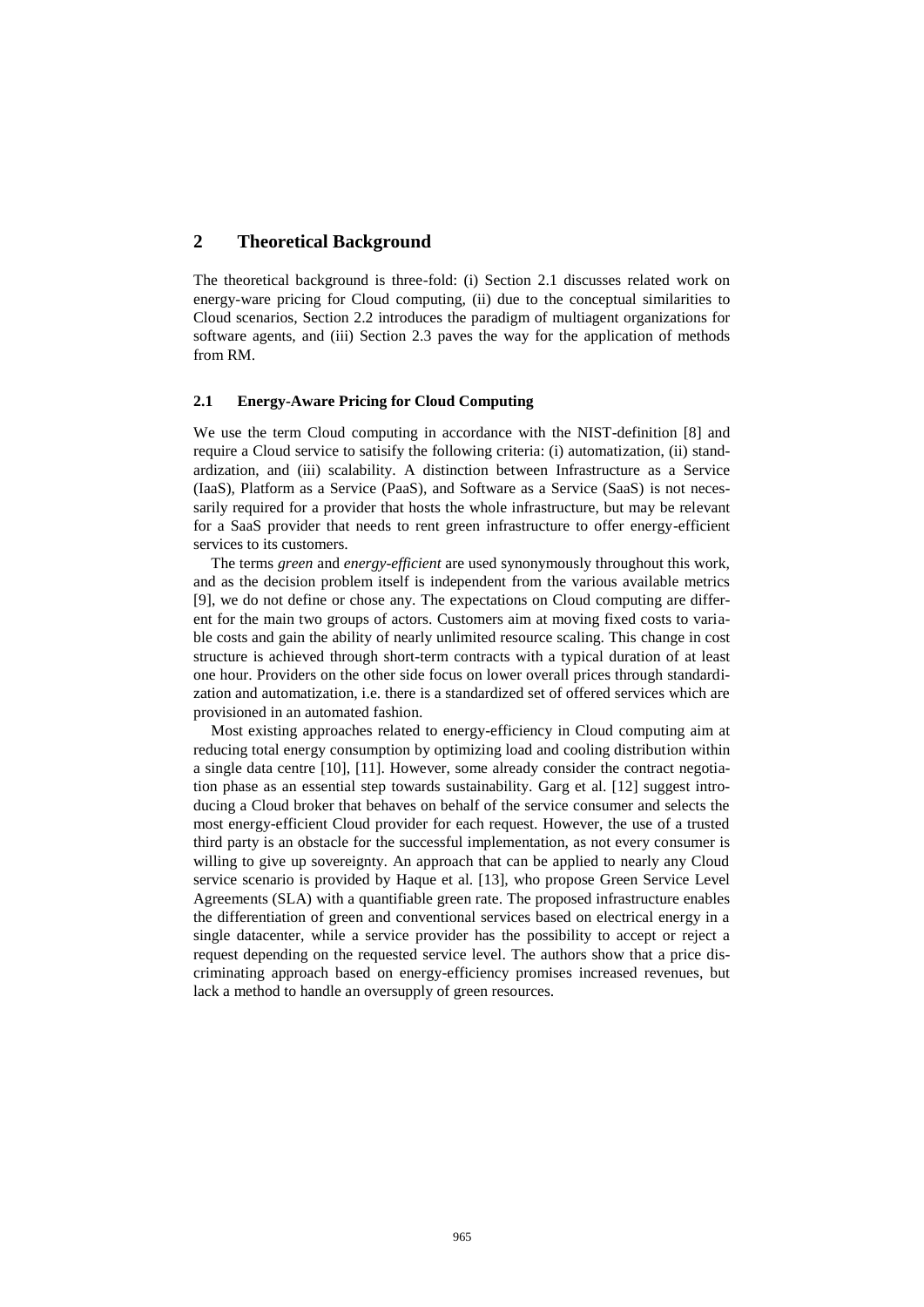## 2 Theoretical Background

The theoretical background is three-fold: (i) Section 2.1 discusses related work on energy-ware pricing for Cloud computing, (ii) due to the conceptual similarities to Cloud scenarios, Section 2.2 introduces the paradigm of multiagent organizations for software agents, and (iii) Section 2.3 paves the way for the application of methods from RM.

### 2.1 Energy-Aware Pricing for Cloud Computing

We use the term Cloud computing in accordance with the NIST-definition [8] and require a Cloud service to satisify the following criteria: (i) automatization, (ii) standardization, and (iii) scalability. A distinction between Infrastructure as a Service (IaaS), Platform as a Service (PaaS), and Software as a Service (SaaS) is not necessarily required for a provider that hosts the whole infrastructure, but may be relevant for a SaaS provider that needs to rent green infrastructure to offer energy-efficient services to its customers.

The terms *green* and *energy-efficient* are used synonymously throughout this work, and as the decision problem itself is independent from the various available metrics [9], we do not define or chose any. The expectations on Cloud computing are different for the main two groups of actors. Customers aim at moving fixed costs to variable costs and gain the ability of nearly unlimited resource scaling. This change in cost structure is achieved through short-term contracts with a typical duration of at least one hour. Providers on the other side focus on lower overall prices through standardization and automatization, i.e. there is a standardized set of offered services which are provisioned in an automated fashion.

Most existing approaches related to energy-efficiency in Cloud computing aim at reducing total energy consumption by optimizing load and cooling distribution within a single data centre [10], [11]. However, some already consider the contract negotiation phase as an essential step towards sustainability. Garg et al. [12] suggest introducing a Cloud broker that behaves on behalf of the service consumer and selects the most energy-efficient Cloud provider for each request. However, the use of a trusted third party is an obstacle for the successful implementation, as not every consumer is willing to give up sovereignty. An approach that can be applied to nearly any Cloud service scenario is provided by Haque et al. [13], who propose Green Service Level Agreements (SLA) with a quantifiable green rate. The proposed infrastructure enables the differentiation of green and conventional services based on electrical energy in a single datacenter, while a service provider has the possibility to accept or reject a request depending on the requested service level. The authors show that a price discriminating approach based on energy-efficiency promises increased revenues, but lack a method to handle an oversupply of green resources.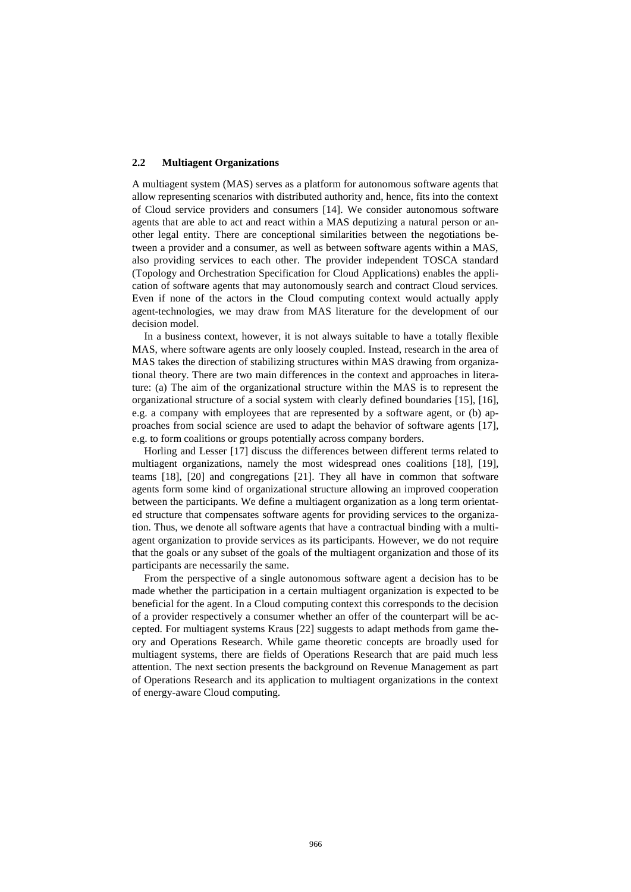### 2.2 Multiagent Organizations

A multiagent system (MAS) serves as a platform for autonomous software agents that allow representing scenarios with distributed authority and, hence, fits into the context of Cloud service providers and consumers [14]. We consider autonomous software agents that are able to act and react within a MAS deputizing a natural person or another legal entity. There are conceptional similarities between the negotiations between a provider and a consumer, as well as between software agents within a MAS, also providing services to each other. The provider independent TOSCA standard (Topology and Orchestration Specification for Cloud Applications) enables the application of software agents that may autonomously search and contract Cloud services. Even if none of the actors in the Cloud computing context would actually apply agent-technologies, we may draw from MAS literature for the development of our decision model.

In a business context, however, it is not always suitable to have a totally flexible MAS, where software agents are only loosely coupled. Instead, research in the area of MAS takes the direction of stabilizing structures within MAS drawing from organizational theory. There are two main differences in the context and approaches in literature: (a) The aim of the organizational structure within the MAS is to represent the organizational structure of a social system with clearly defined boundaries [15], [16], e.g. a company with employees that are represented by a software agent, or (b) approaches from social science are used to adapt the behavior of software agents [17], e.g. to form coalitions or groups potentially across company borders.

Horling and Lesser [17] discuss the differences between different terms related to multiagent organizations, namely the most widespread ones coalitions [18], [19], teams [18], [20] and congregations [21]. They all have in common that software agents form some kind of organizational structure allowing an improved cooperation between the participants. We define a multiagent organization as a long term orientated structure that compensates software agents for providing services to the organization. Thus, we denote all software agents that have a contractual binding with a multiagent organization to provide services as its participants. However, we do not require that the goals or any subset of the goals of the multiagent organization and those of its participants are necessarily the same.

From the perspective of a single autonomous software agent a decision has to be made whether the participation in a certain multiagent organization is expected to be beneficial for the agent. In a Cloud computing context this corresponds to the decision of a provider respectively a consumer whether an offer of the counterpart will be accepted. For multiagent systems Kraus [22] suggests to adapt methods from game theory and Operations Research. While game theoretic concepts are broadly used for multiagent systems, there are fields of Operations Research that are paid much less attention. The next section presents the background on Revenue Management as part of Operations Research and its application to multiagent organizations in the context of energy-aware Cloud computing.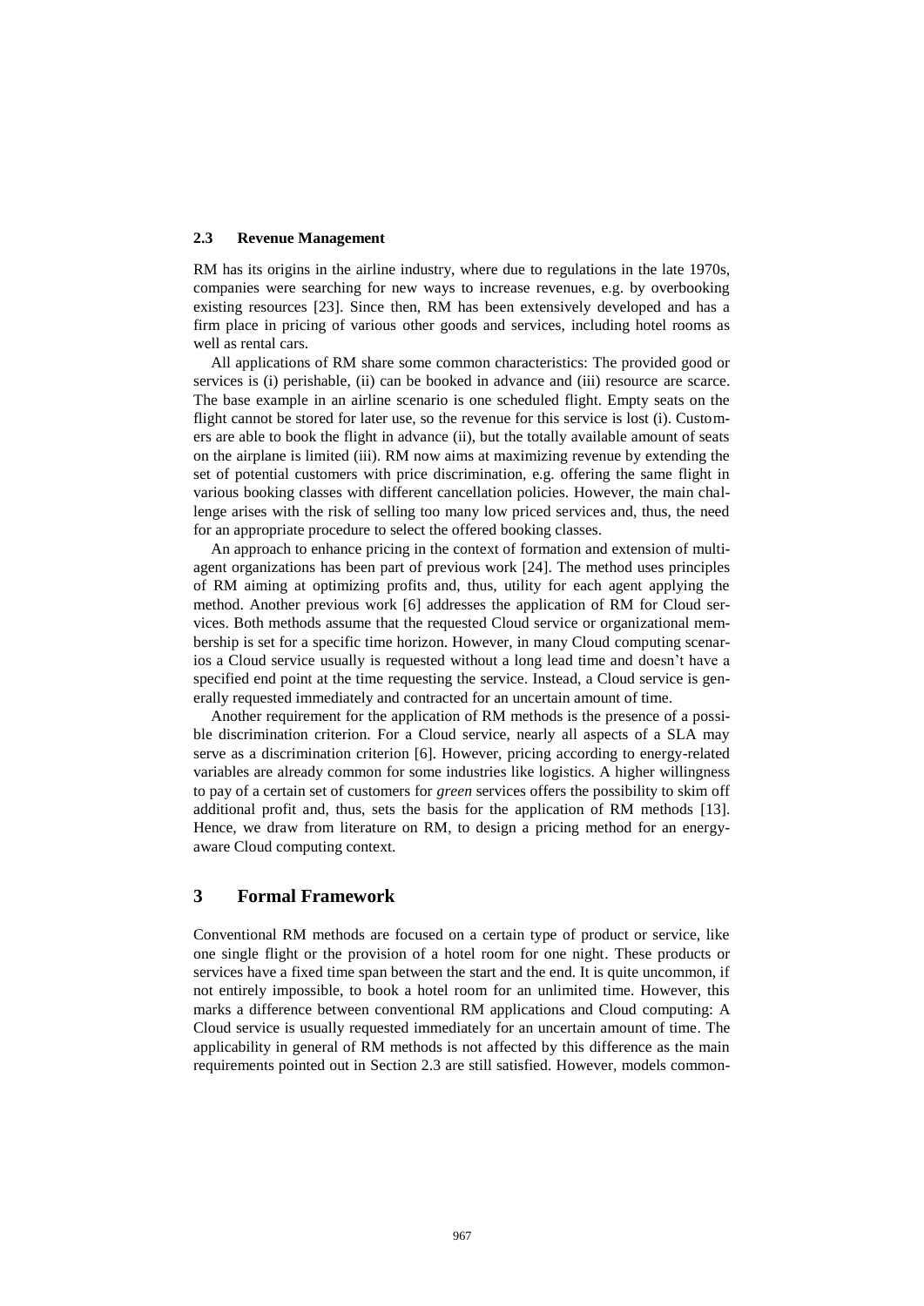### 2.3 Revenue Management

RM has its origins in the airline industry, where due to regulations in the late 1970s, companies were searching for new ways to increase revenues, e.g. by overbooking existing resources [23]. Since then, RM has been extensively developed and has a firm place in pricing of various other goods and services, including hotel rooms as well as rental cars.

All applications of RM share some common characteristics: The provided good or services is (i) perishable, (ii) can be booked in advance and (iii) resource are scarce. The base example in an airline scenario is one scheduled flight. Empty seats on the flight cannot be stored for later use, so the revenue for this service is lost (i). Customers are able to book the flight in advance (ii), but the totally available amount of seats on the airplane is limited (iii). RM now aims at maximizing revenue by extending the set of potential customers with price discrimination, e.g. offering the same flight in various booking classes with different cancellation policies. However, the main challenge arises with the risk of selling too many low priced services and, thus, the need for an appropriate procedure to select the offered booking classes.

An approach to enhance pricing in the context of formation and extension of multi-agent organizations has been part of previous work [24]. The method uses principles of RM aiming at optimizing profits and, thus, utility for each agent applying the method. Another previous work [6] addresses the application of RM for Cloud services. Both methods assume that the requested Cloud service or organizational membership is set for a specific time horizon. However, in many Cloud computing scenarios a Cloud service usually is requested without a long lead time and doesn't have a specified end point at the time requesting the service. Instead, a Cloud service is generally requested immediately and contracted for an uncertain amount of time.

Another requirement for the application of RM methods is the presence of a possible discrimination criterion. For a Cloud service, nearly all aspects of a SLA may serve as a discrimination criterion [6]. However, pricing according to energy-related variables are already common for some industries like logistics. A higher willingness to pay of a certain set of customers for *green* services offers the possibility to skim off additional profit and, thus, sets the basis for the application of RM methods [13]. Hence, we draw from literature on RM, to design a pricing method for an energy-aware Cloud computing context.

## 3 Formal Framework

Conventional RM methods are focused on a certain type of product or service, like one single flight or the provision of a hotel room for one night. These products or services have a fixed time span between the start and the end. It is quite uncommon, if not entirely impossible, to book a hotel room for an unlimited time. However, this marks a difference between conventional RM applications and Cloud computing: A Cloud service is usually requested immediately for an uncertain amount of time. The applicability in general of RM methods is not affected by this difference as the main requirements pointed out in Section 2.3 are still satisfied. However, models common-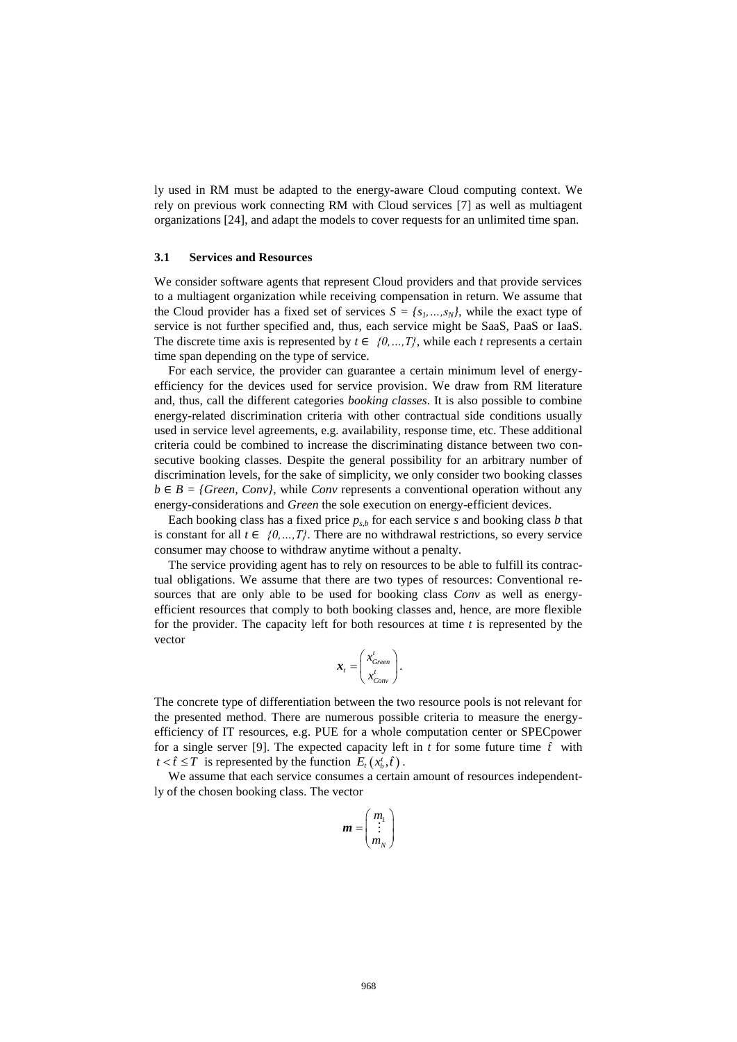ly used in RM must be adapted to the energy-aware Cloud computing context. We rely on previous work connecting RM with Cloud services [7] as well as multiagent organizations [24], and adapt the models to cover requests for an unlimited time span.

### 3.1 Services and Resources

We consider software agents that represent Cloud providers and that provide services to a multiagent organization while receiving compensation in return. We assume that the Cloud provider has a fixed set of services $S = \{s_1,\ldots,s_N\}$, while the exact type of service is not further specified and, thus, each service might be SaaS, PaaS or IaaS. The discrete time axis is represented by $t \in \{0,\ldots,T\}$, while each $t$ represents a certain time span depending on the type of service.

For each service, the provider can guarantee a certain minimum level of energy-efficiency for the devices used for service provision. We draw from RM literature and, thus, call the different categories *booking classes*. It is also possible to combine energy-related discrimination criteria with other contractual side conditions usually used in service level agreements, e.g. availability, response time, etc. These additional criteria could be combined to increase the discriminating distance between two consecutive booking classes. Despite the general possibility for an arbitrary number of discrimination levels, for the sake of simplicity, we only consider two booking classes $b \in B = \{Green, Conv\}$, while *Conv* represents a conventional operation without any energy-considerations and *Green* the sole execution on energy-efficient devices.

Each booking class has a fixed price $p_{s,b}$ for each service $s$ and booking class $b$ that is constant for all $t \in \{0,\ldots,T\}$. There are no withdrawal restrictions, so every service consumer may choose to withdraw anytime without a penalty.

The service providing agent has to rely on resources to be able to fulfill its contractual obligations. We assume that there are two types of resources: Conventional resources that are only able to be used for booking class *Conv* as well as energy-efficient resources that comply to both booking classes and, hence, are more flexible for the provider. The capacity left for both resources at time $t$ is represented by the vector

$$\boldsymbol{x}_t = \begin{pmatrix} x^t_{Green} \\ x^t_{Conv} \end{pmatrix}.$$

The concrete type of differentiation between the two resource pools is not relevant for the presented method. There are numerous possible criteria to measure the energy-efficiency of IT resources, e.g. PUE for a whole computation center or SPECpower for a single server [9]. The expected capacity left in $t$ for some future time $\hat{t}$ with $t < \hat{t} \leq T$ is represented by the function $E_t\left(x^t_b, \hat{t}\right)$.

We assume that each service consumes a certain amount of resources independently of the chosen booking class. The vector

$$\boldsymbol{m} = \begin{pmatrix} m_1 \\ \vdots \\ m_N \end{pmatrix}$$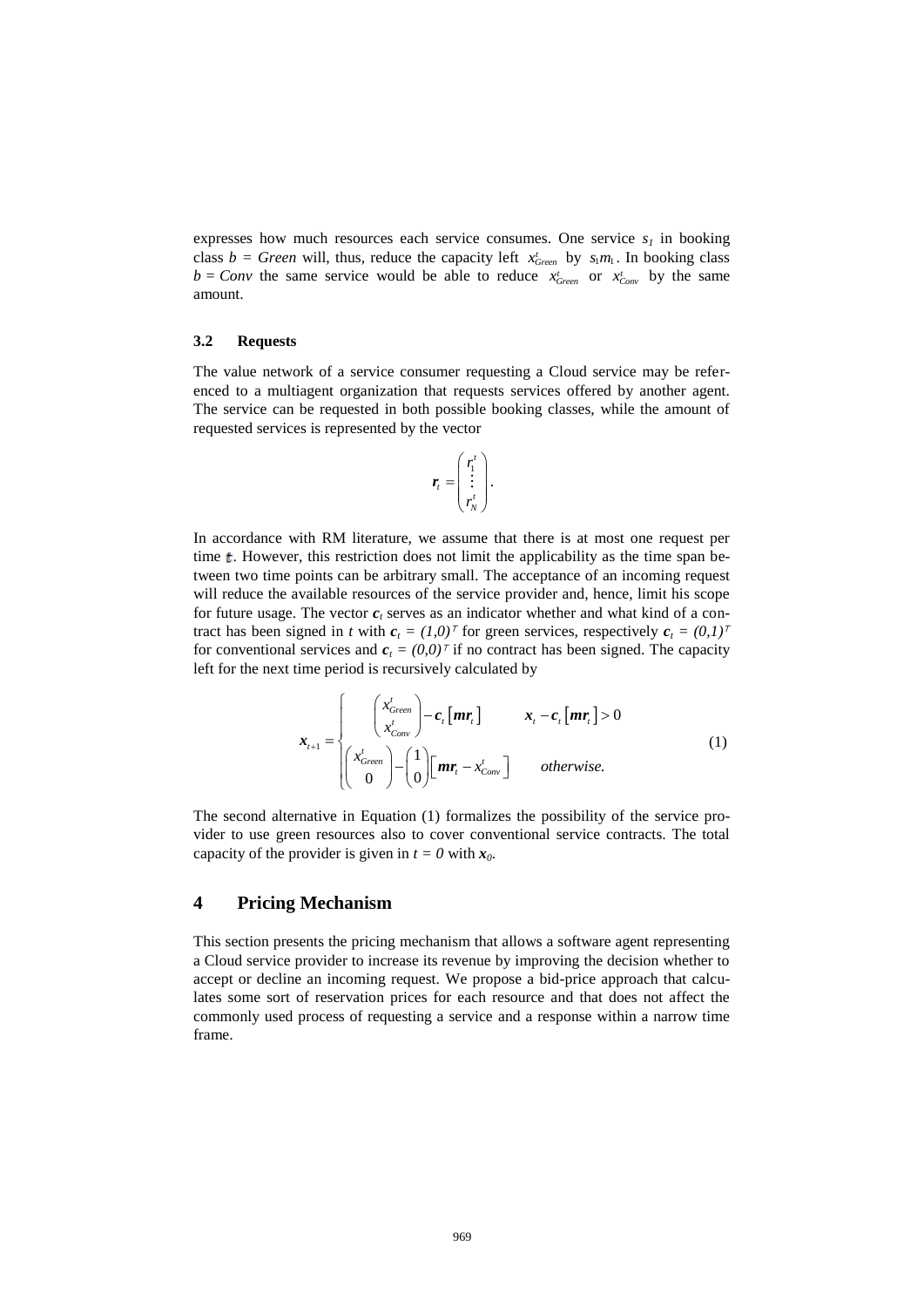expresses how much resources each service consumes. One service $s_1$ in booking class $b$ = *Green* will, thus, reduce the capacity left $x^t_{Green}$ by $s_1 m_1$. In booking class $b$ = *Conv* the same service would be able to reduce $x^t_{Green}$ or $x^t_{Conv}$ by the same amount.

### 3.2 Requests

The value network of a service consumer requesting a Cloud service may be referenced to a multiagent organization that requests services offered by another agent. The service can be requested in both possible booking classes, while the amount of requested services is represented by the vector

$$\boldsymbol{r}_t = \begin{pmatrix} r^t_1 \\ \vdots \\ r^t_N \end{pmatrix}.$$

In accordance with RM literature, we assume that there is at most one request per time $t$. However, this restriction does not limit the applicability as the time span between two time points can be arbitrary small. The acceptance of an incoming request will reduce the available resources of the service provider and, hence, limit his scope for future usage. The vector $\boldsymbol{c}_t$ serves as an indicator whether and what kind of a contract has been signed in $t$ with $\boldsymbol{c}_t = (1,0)^T$ for green services, respectively $\boldsymbol{c}_t = (0,1)^T$ for conventional services and $\boldsymbol{c}_t = (0,0)^T$ if no contract has been signed. The capacity left for the next time period is recursively calculated by

$$\boldsymbol{x}_{t+1} = \begin{cases} \begin{pmatrix} x^t_{Green} \\ x^t_{Conv} \end{pmatrix} - \boldsymbol{c}_t \left[ \boldsymbol{m}\boldsymbol{r}_t \right] & \boldsymbol{x}_t - \boldsymbol{c}_t \left[ \boldsymbol{m}\boldsymbol{r}_t \right] > 0 \\ \begin{pmatrix} x^t_{Green} \\ 0 \end{pmatrix} - \begin{pmatrix} 1 \\ 0 \end{pmatrix} \left[ \boldsymbol{m}\boldsymbol{r}_t - x^t_{Conv} \right] & \textit{otherwise.} \end{cases} \tag{1}$$

The second alternative in Equation (1) formalizes the possibility of the service provider to use green resources also to cover conventional service contracts. The total capacity of the provider is given in $t = 0$ with $\boldsymbol{x}_0$.

## 4 Pricing Mechanism

This section presents the pricing mechanism that allows a software agent representing a Cloud service provider to increase its revenue by improving the decision whether to accept or decline an incoming request. We propose a bid-price approach that calculates some sort of reservation prices for each resource and that does not affect the commonly used process of requesting a service and a response within a narrow time frame.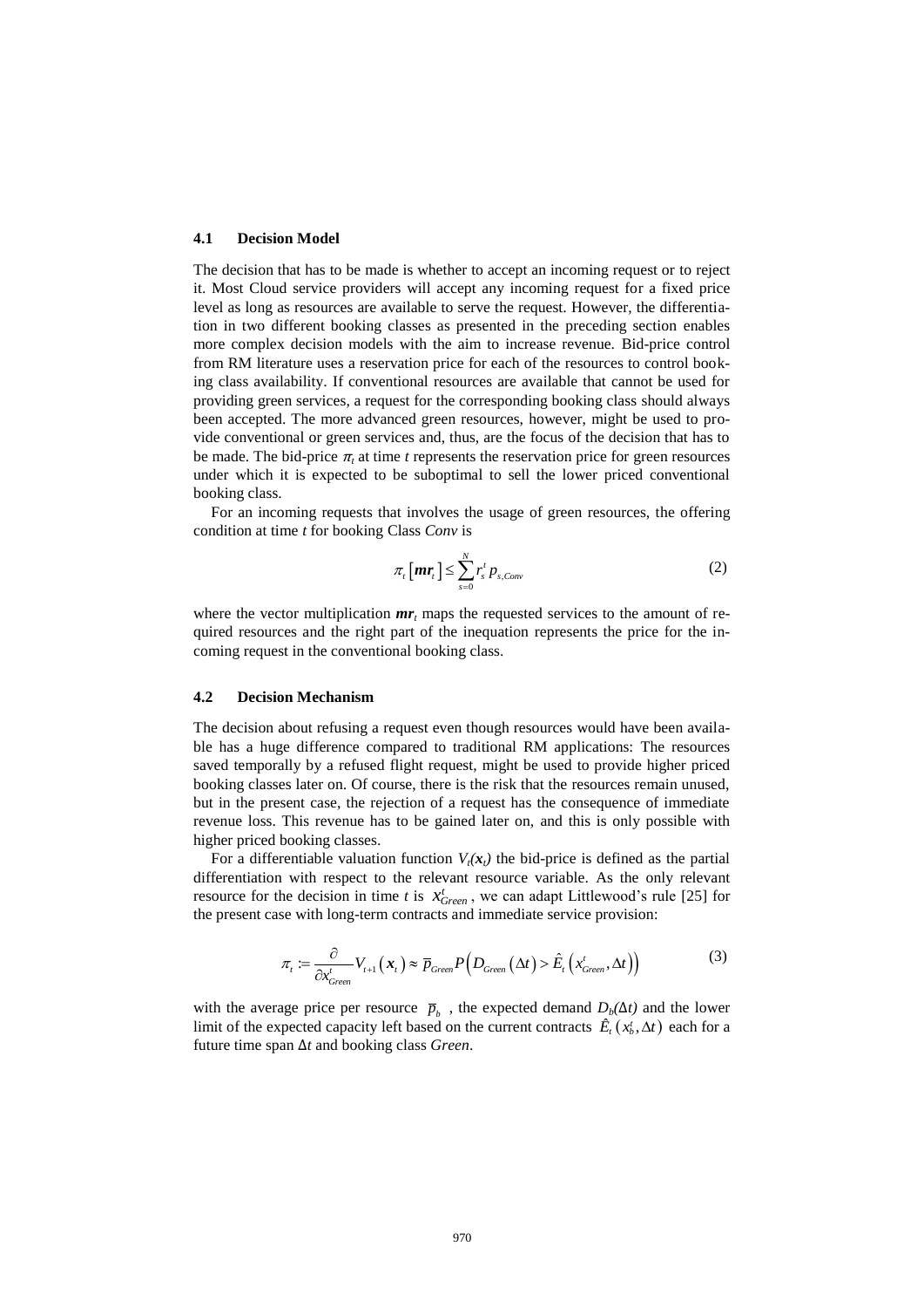### 4.1 Decision Model

The decision that has to be made is whether to accept an incoming request or to reject it. Most Cloud service providers will accept any incoming request for a fixed price level as long as resources are available to serve the request. However, the differentiation in two different booking classes as presented in the preceding section enables more complex decision models with the aim to increase revenue. Bid-price control from RM literature uses a reservation price for each of the resources to control booking class availability. If conventional resources are available that cannot be used for providing green services, a request for the corresponding booking class should always been accepted. The more advanced green resources, however, might be used to provide conventional or green services and, thus, are the focus of the decision that has to be made. The bid-price $\pi_t$ at time *t* represents the reservation price for green resources under which it is expected to be suboptimal to sell the lower priced conventional booking class.

For an incoming requests that involves the usage of green resources, the offering condition at time *t* for booking Class *Conv* is

$$\pi_t \left[ \boldsymbol{mr}_t \right] \leq \sum_{s=0}^{N} r_s^t \, p_{s,Conv} \tag{2}$$

where the vector multiplication $\boldsymbol{mr}_t$ maps the requested services to the amount of required resources and the right part of the inequation represents the price for the incoming request in the conventional booking class.

### 4.2 Decision Mechanism

The decision about refusing a request even though resources would have been available has a huge difference compared to traditional RM applications: The resources saved temporally by a refused flight request, might be used to provide higher priced booking classes later on. Of course, there is the risk that the resources remain unused, but in the present case, the rejection of a request has the consequence of immediate revenue loss. This revenue has to be gained later on, and this is only possible with higher priced booking classes.

For a differentiable valuation function $V_t(\boldsymbol{x}_t)$ the bid-price is defined as the partial differentiation with respect to the relevant resource variable. As the only relevant resource for the decision in time *t* is $x_{Green}^t$, we can adapt Littlewood's rule [25] for the present case with long-term contracts and immediate service provision:

$$\pi_t := \frac{\partial}{\partial x_{Green}^t} V_{t+1}\left(\boldsymbol{x}_t\right) \approx \overline{p}_{Green} P\left( D_{Green}\left(\Delta t\right) > \hat{E}_t\left(x_{Green}^t, \Delta t\right) \right) \tag{3}$$

with the average price per resource $\overline{p}_b$, the expected demand $D_b(\Delta t)$ and the lower limit of the expected capacity left based on the current contracts $\hat{E}_t\left(x_b^t, \Delta t\right)$ each for a future time span $\Delta t$ and booking class *Green*.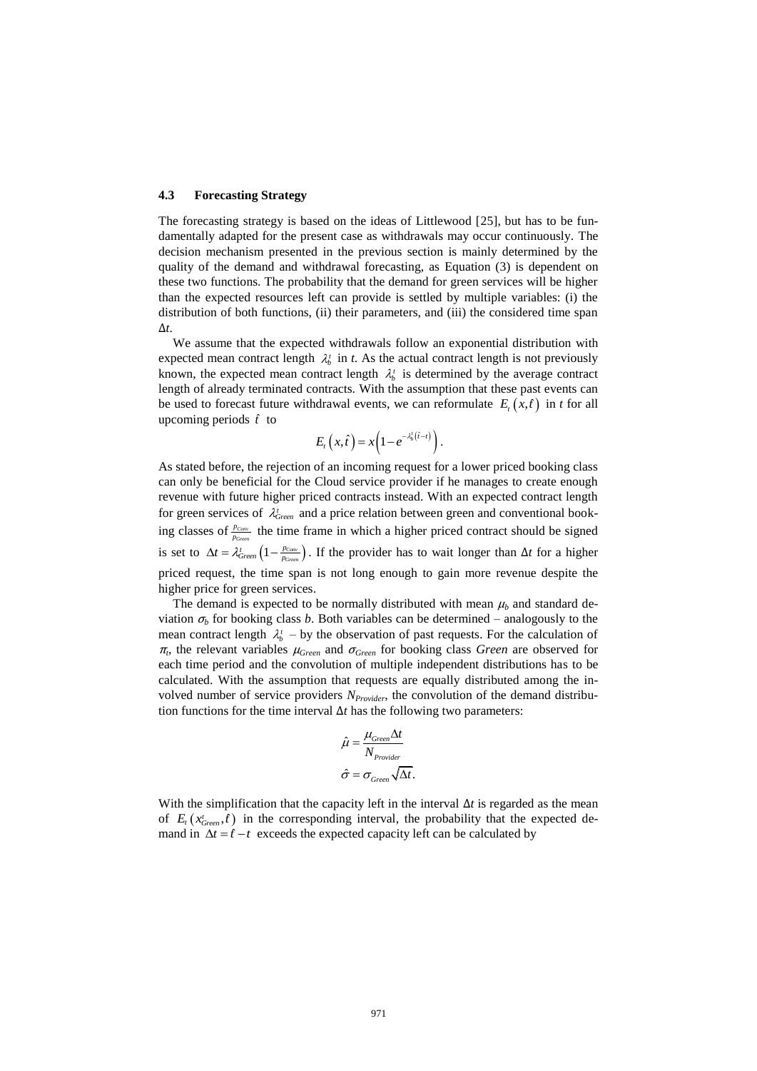### 4.3 Forecasting Strategy

The forecasting strategy is based on the ideas of Littlewood [25], but has to be fundamentally adapted for the present case as withdrawals may occur continuously. The decision mechanism presented in the previous section is mainly determined by the quality of the demand and withdrawal forecasting, as Equation (3) is dependent on these two functions. The probability that the demand for green services will be higher than the expected resources left can provide is settled by multiple variables: (i) the distribution of both functions, (ii) their parameters, and (iii) the considered time span $\Delta t$.

We assume that the expected withdrawals follow an exponential distribution with expected mean contract length $\lambda_b^t$ in *t*. As the actual contract length is not previously known, the expected mean contract length $\lambda_b^t$ is determined by the average contract length of already terminated contracts. With the assumption that these past events can be used to forecast future withdrawal events, we can reformulate $E_t\left(x,\hat{t}\right)$ in *t* for all upcoming periods $\hat{t}$ to

$$E_t\left(x,\hat{t}\right) = x\left(1 - e^{-\lambda_b^t\left(\hat{t}-t\right)}\right).$$

As stated before, the rejection of an incoming request for a lower priced booking class can only be beneficial for the Cloud service provider if he manages to create enough revenue with future higher priced contracts instead. With an expected contract length for green services of $\lambda_{Green}^t$ and a price relation between green and conventional booking classes of $\frac{p_{Conv}}{p_{Green}}$ the time frame in which a higher priced contract should be signed is set to $\Delta t = \lambda_{Green}^t\left(1 - \frac{p_{Conv}}{p_{Green}}\right)$. If the provider has to wait longer than $\Delta t$ for a higher priced request, the time span is not long enough to gain more revenue despite the higher price for green services.

The demand is expected to be normally distributed with mean $\mu_b$ and standard deviation $\sigma_b$ for booking class *b*. Both variables can be determined – analogously to the mean contract length $\lambda_b^t$ – by the observation of past requests. For the calculation of $\pi_t$, the relevant variables $\mu_{Green}$ and $\sigma_{Green}$ for booking class *Green* are observed for each time period and the convolution of multiple independent distributions has to be calculated. With the assumption that requests are equally distributed among the involved number of service providers $N_{Provider}$, the convolution of the demand distribution functions for the time interval $\Delta t$ has the following two parameters:

$$\hat{\mu} = \frac{\mu_{Green}\Delta t}{N_{Provider}}$$

$$\hat{\sigma} = \sigma_{Green}\sqrt{\Delta t}.$$

With the simplification that the capacity left in the interval $\Delta t$ is regarded as the mean of $E_t\left(x_{Green}^t,\hat{t}\right)$ in the corresponding interval, the probability that the expected demand in $\Delta t = \hat{t} - t$ exceeds the expected capacity left can be calculated by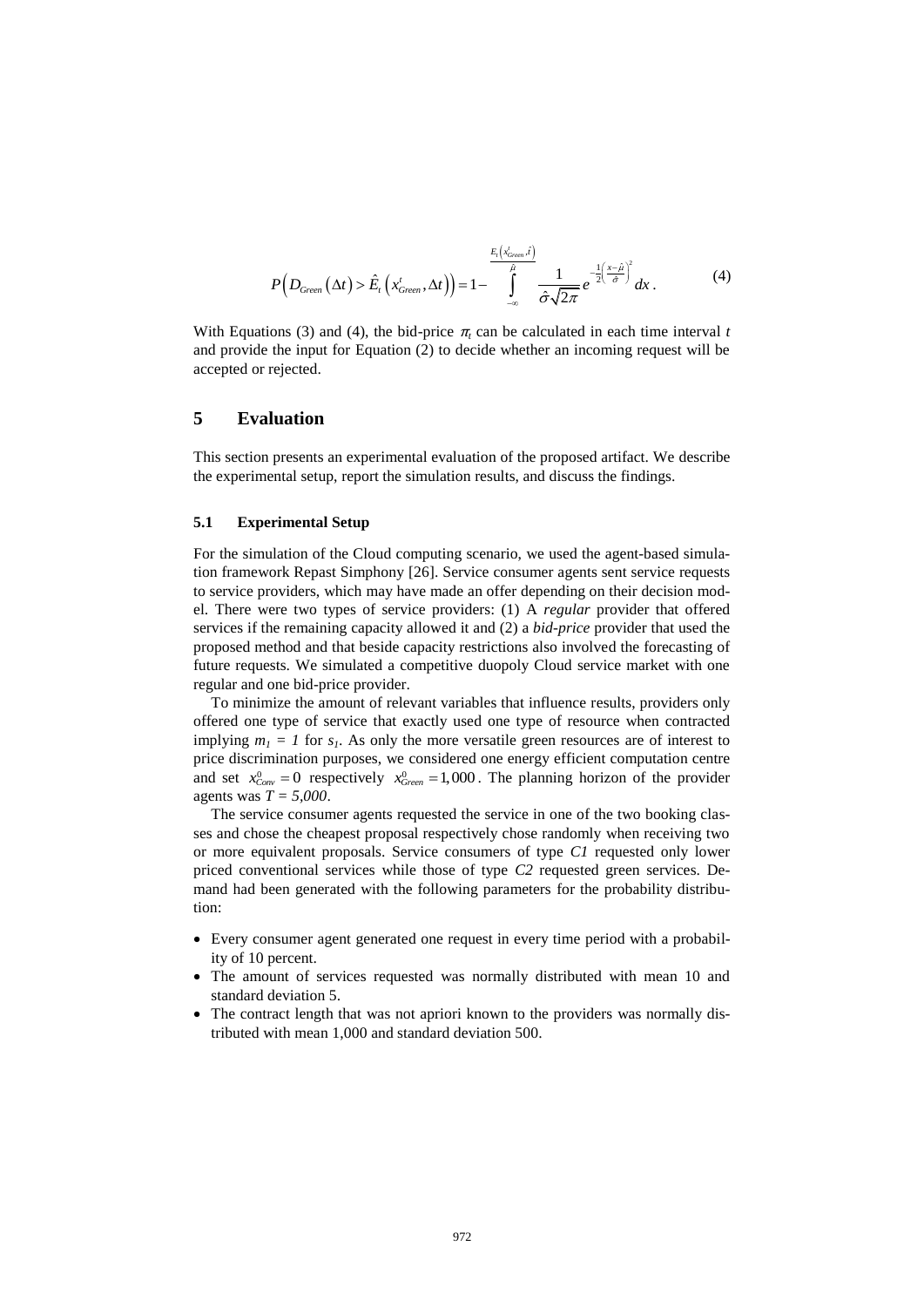$$P\left(D_{Green}\left(\Delta t\right) > \hat{E}_t\left(x_{Green}^t, \Delta t\right)\right) = 1 - \int_{-\infty}^{\frac{E_t\left(x_{Green}^t, \hat{t}\right)}{\hat{\mu}}} \frac{1}{\hat{\sigma}\sqrt{2\pi}} e^{-\frac{1}{2}\left(\frac{x-\hat{\mu}}{\hat{\sigma}}\right)^2} dx . \tag{4}$$

With Equations (3) and (4), the bid-price $\pi_t$ can be calculated in each time interval $t$ and provide the input for Equation (2) to decide whether an incoming request will be accepted or rejected.

## 5 Evaluation

This section presents an experimental evaluation of the proposed artifact. We describe the experimental setup, report the simulation results, and discuss the findings.

### 5.1 Experimental Setup

For the simulation of the Cloud computing scenario, we used the agent-based simulation framework Repast Simphony [26]. Service consumer agents sent service requests to service providers, which may have made an offer depending on their decision model. There were two types of service providers: (1) A *regular* provider that offered services if the remaining capacity allowed it and (2) a *bid-price* provider that used the proposed method and that beside capacity restrictions also involved the forecasting of future requests. We simulated a competitive duopoly Cloud service market with one regular and one bid-price provider.

To minimize the amount of relevant variables that influence results, providers only offered one type of service that exactly used one type of resource when contracted implying $m_1 = 1$ for $s_1$. As only the more versatile green resources are of interest to price discrimination purposes, we considered one energy efficient computation centre and set $x_{Conv}^0 = 0$ respectively $x_{Green}^0 = 1,000$. The planning horizon of the provider agents was $T = 5,000$.

The service consumer agents requested the service in one of the two booking classes and chose the cheapest proposal respectively chose randomly when receiving two or more equivalent proposals. Service consumers of type *C1* requested only lower priced conventional services while those of type *C2* requested green services. Demand had been generated with the following parameters for the probability distribution:

- Every consumer agent generated one request in every time period with a probability of 10 percent.
- The amount of services requested was normally distributed with mean 10 and standard deviation 5.
- The contract length that was not apriori known to the providers was normally distributed with mean 1,000 and standard deviation 500.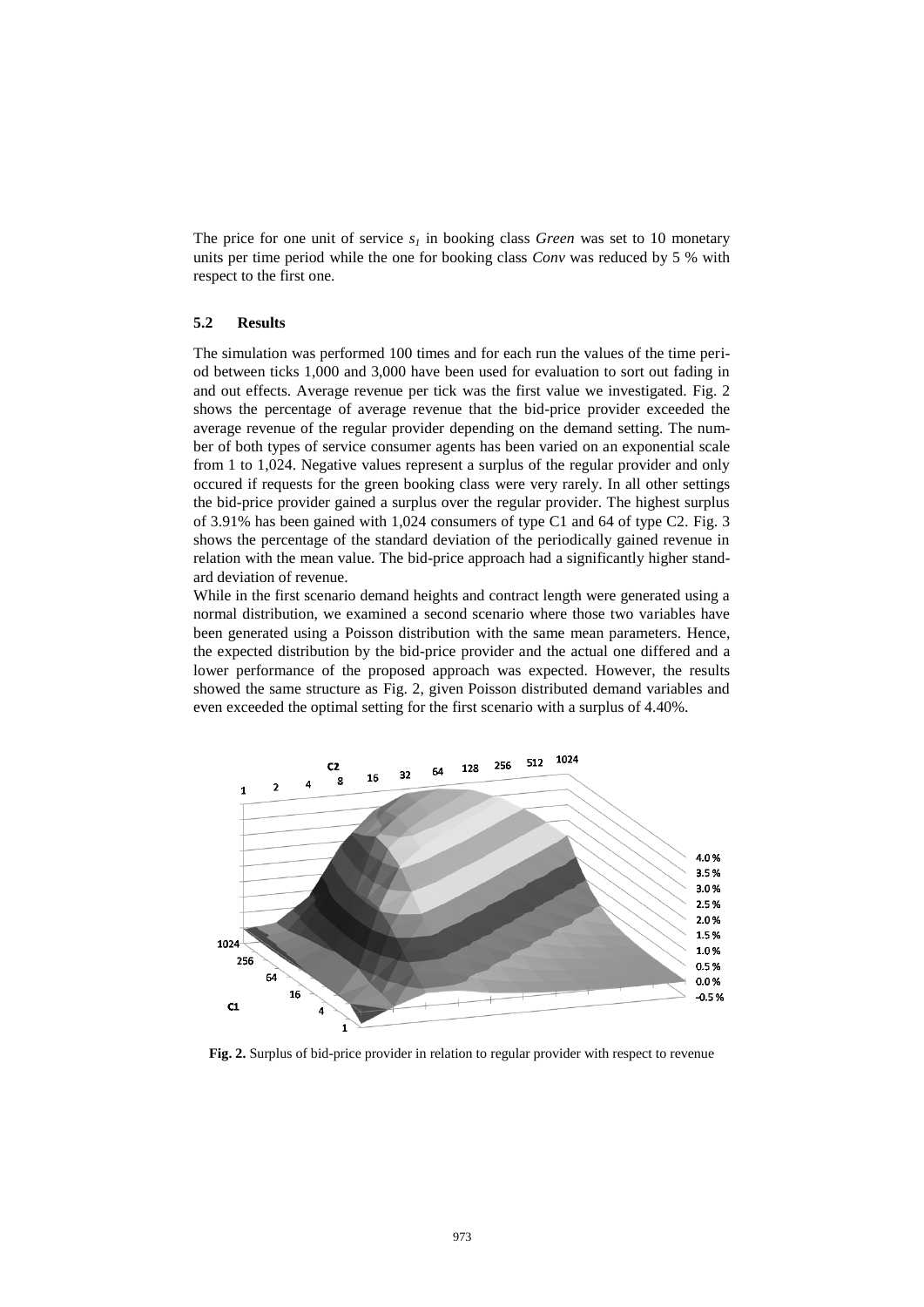The price for one unit of service $s_1$ in booking class *Green* was set to 10 monetary units per time period while the one for booking class *Conv* was reduced by 5 % with respect to the first one.

### 5.2 Results

The simulation was performed 100 times and for each run the values of the time period between ticks 1,000 and 3,000 have been used for evaluation to sort out fading in and out effects. Average revenue per tick was the first value we investigated. Fig. 2 shows the percentage of average revenue that the bid-price provider exceeded the average revenue of the regular provider depending on the demand setting. The number of both types of service consumer agents has been varied on an exponential scale from 1 to 1,024. Negative values represent a surplus of the regular provider and only occured if requests for the green booking class were very rarely. In all other settings the bid-price provider gained a surplus over the regular provider. The highest surplus of 3.91% has been gained with 1,024 consumers of type C1 and 64 of type C2. Fig. 3 shows the percentage of the standard deviation of the periodically gained revenue in relation with the mean value. The bid-price approach had a significantly higher standard deviation of revenue.

While in the first scenario demand heights and contract length were generated using a normal distribution, we examined a second scenario where those two variables have been generated using a Poisson distribution with the same mean parameters. Hence, the expected distribution by the bid-price provider and the actual one differed and a lower performance of the proposed approach was expected. However, the results showed the same structure as Fig. 2, given Poisson distributed demand variables and even exceeded the optimal setting for the first scenario with a surplus of 4.40%.

**Fig. 2.** Surplus of bid-price provider in relation to regular provider with respect to revenue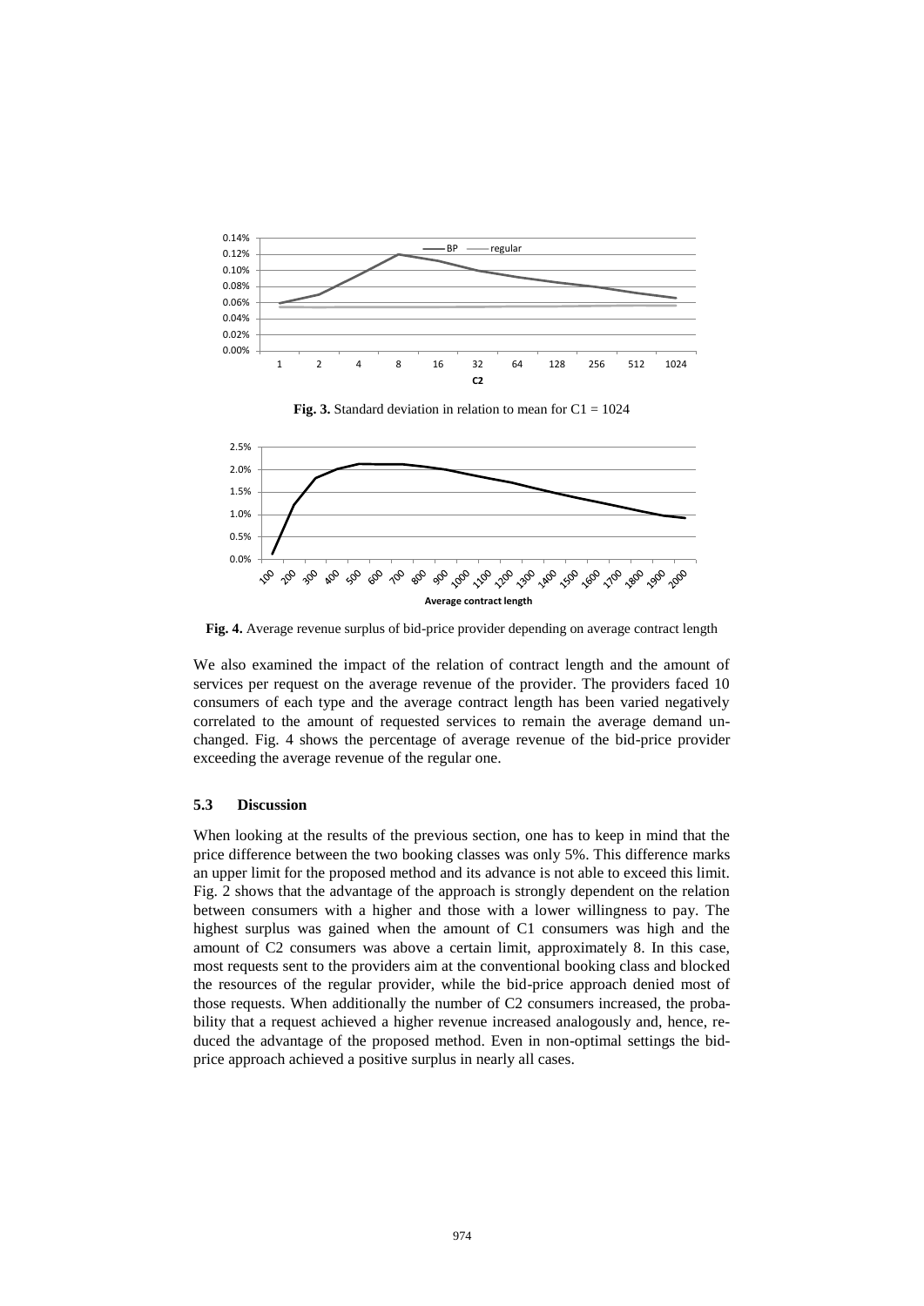**Fig. 3.** Standard deviation in relation to mean for C1 = 1024

**Fig. 4.** Average revenue surplus of bid-price provider depending on average contract length

We also examined the impact of the relation of contract length and the amount of services per request on the average revenue of the provider. The providers faced 10 consumers of each type and the average contract length has been varied negatively correlated to the amount of requested services to remain the average demand unchanged. Fig. 4 shows the percentage of average revenue of the bid-price provider exceeding the average revenue of the regular one.

### 5.3 Discussion

When looking at the results of the previous section, one has to keep in mind that the price difference between the two booking classes was only 5%. This difference marks an upper limit for the proposed method and its advance is not able to exceed this limit. Fig. 2 shows that the advantage of the approach is strongly dependent on the relation between consumers with a higher and those with a lower willingness to pay. The highest surplus was gained when the amount of C1 consumers was high and the amount of C2 consumers was above a certain limit, approximately 8. In this case, most requests sent to the providers aim at the conventional booking class and blocked the resources of the regular provider, while the bid-price approach denied most of those requests. When additionally the number of C2 consumers increased, the probability that a request achieved a higher revenue increased analogously and, hence, reduced the advantage of the proposed method. Even in non-optimal settings the bid-price approach achieved a positive surplus in nearly all cases.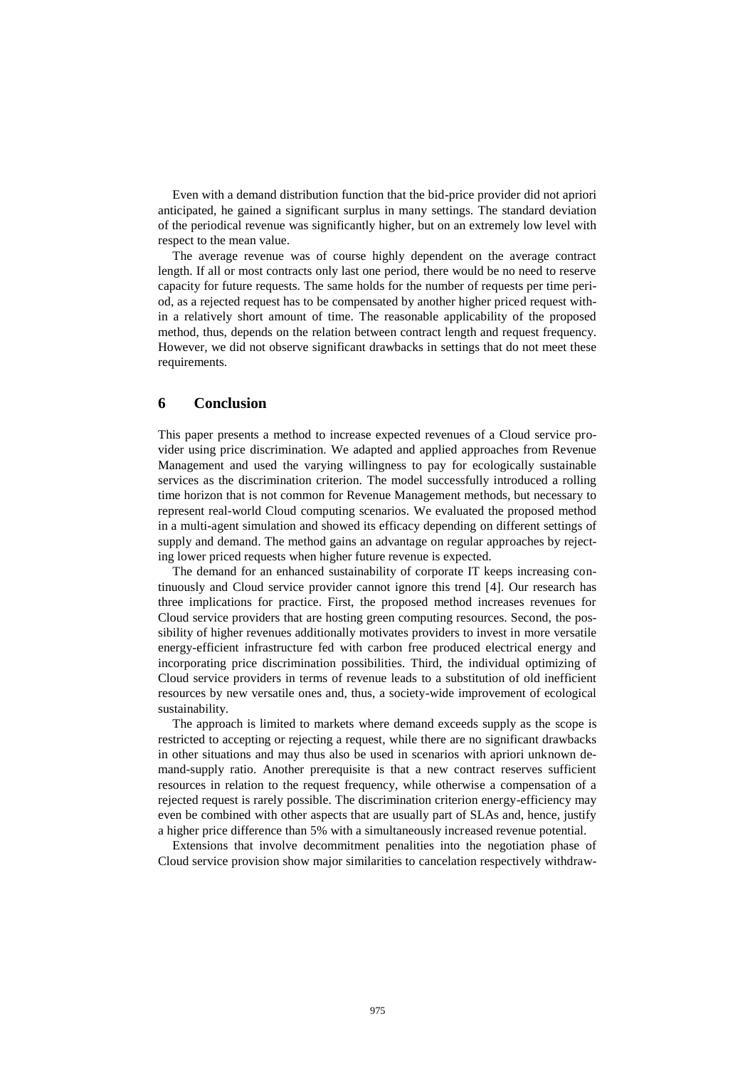Even with a demand distribution function that the bid-price provider did not apriori anticipated, he gained a significant surplus in many settings. The standard deviation of the periodical revenue was significantly higher, but on an extremely low level with respect to the mean value.

The average revenue was of course highly dependent on the average contract length. If all or most contracts only last one period, there would be no need to reserve capacity for future requests. The same holds for the number of requests per time period, as a rejected request has to be compensated by another higher priced request within a relatively short amount of time. The reasonable applicability of the proposed method, thus, depends on the relation between contract length and request frequency. However, we did not observe significant drawbacks in settings that do not meet these requirements.

## 6 Conclusion

This paper presents a method to increase expected revenues of a Cloud service provider using price discrimination. We adapted and applied approaches from Revenue Management and used the varying willingness to pay for ecologically sustainable services as the discrimination criterion. The model successfully introduced a rolling time horizon that is not common for Revenue Management methods, but necessary to represent real-world Cloud computing scenarios. We evaluated the proposed method in a multi-agent simulation and showed its efficacy depending on different settings of supply and demand. The method gains an advantage on regular approaches by rejecting lower priced requests when higher future revenue is expected.

The demand for an enhanced sustainability of corporate IT keeps increasing continuously and Cloud service provider cannot ignore this trend [4]. Our research has three implications for practice. First, the proposed method increases revenues for Cloud service providers that are hosting green computing resources. Second, the possibility of higher revenues additionally motivates providers to invest in more versatile energy-efficient infrastructure fed with carbon free produced electrical energy and incorporating price discrimination possibilities. Third, the individual optimizing of Cloud service providers in terms of revenue leads to a substitution of old inefficient resources by new versatile ones and, thus, a society-wide improvement of ecological sustainability.

The approach is limited to markets where demand exceeds supply as the scope is restricted to accepting or rejecting a request, while there are no significant drawbacks in other situations and may thus also be used in scenarios with apriori unknown demand-supply ratio. Another prerequisite is that a new contract reserves sufficient resources in relation to the request frequency, while otherwise a compensation of a rejected request is rarely possible. The discrimination criterion energy-efficiency may even be combined with other aspects that are usually part of SLAs and, hence, justify a higher price difference than 5% with a simultaneously increased revenue potential.

Extensions that involve decommitment penalities into the negotiation phase of Cloud service provision show major similarities to cancelation respectively withdraw-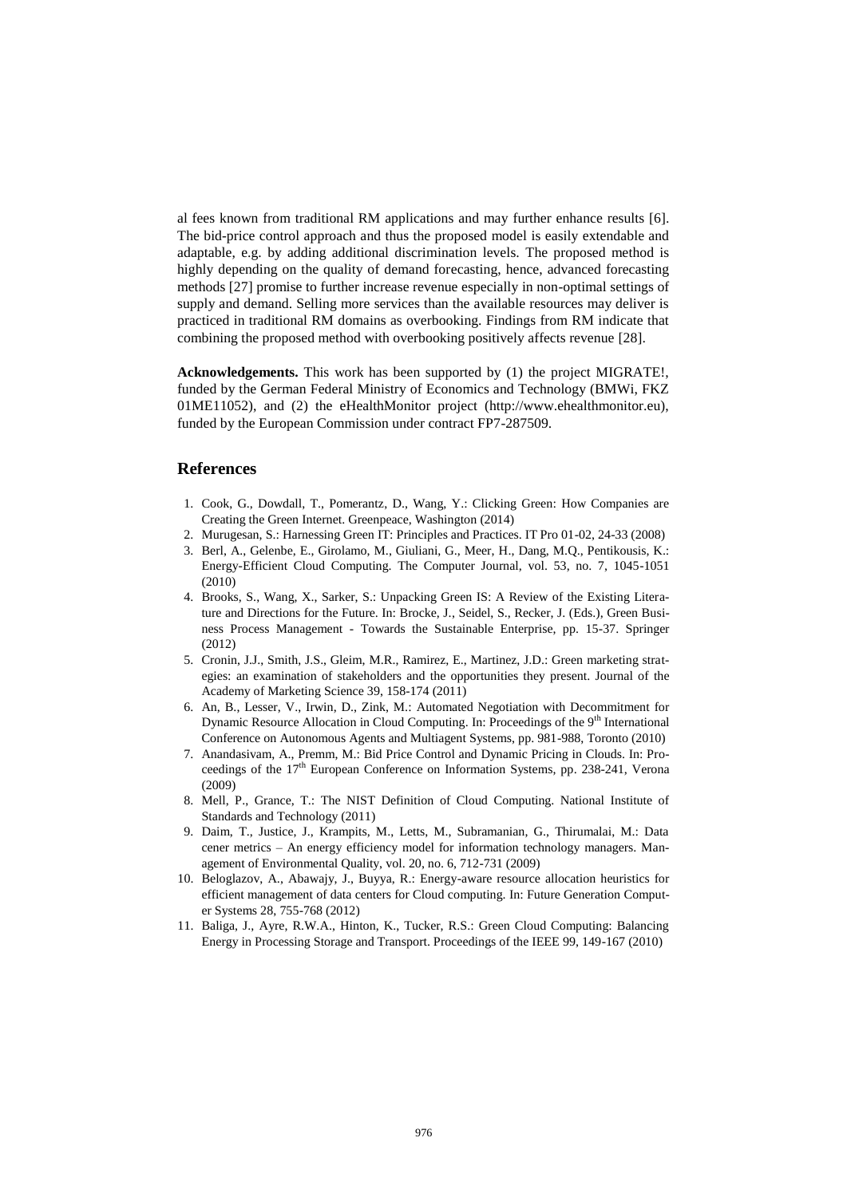al fees known from traditional RM applications and may further enhance results [6]. The bid-price control approach and thus the proposed model is easily extendable and adaptable, e.g. by adding additional discrimination levels. The proposed method is highly depending on the quality of demand forecasting, hence, advanced forecasting methods [27] promise to further increase revenue especially in non-optimal settings of supply and demand. Selling more services than the available resources may deliver is practiced in traditional RM domains as overbooking. Findings from RM indicate that combining the proposed method with overbooking positively affects revenue [28].

**Acknowledgements.** This work has been supported by (1) the project MIGRATE!, funded by the German Federal Ministry of Economics and Technology (BMWi, FKZ 01ME11052), and (2) the eHealthMonitor project (http://www.ehealthmonitor.eu), funded by the European Commission under contract FP7-287509.

## References

1. Cook, G., Dowdall, T., Pomerantz, D., Wang, Y.: Clicking Green: How Companies are Creating the Green Internet. Greenpeace, Washington (2014)
2. Murugesan, S.: Harnessing Green IT: Principles and Practices. IT Pro 01-02, 24-33 (2008)
3. Berl, A., Gelenbe, E., Girolamo, M., Giuliani, G., Meer, H., Dang, M.Q., Pentikousis, K.: Energy-Efficient Cloud Computing. The Computer Journal, vol. 53, no. 7, 1045-1051 (2010)
4. Brooks, S., Wang, X., Sarker, S.: Unpacking Green IS: A Review of the Existing Literature and Directions for the Future. In: Brocke, J., Seidel, S., Recker, J. (Eds.), Green Business Process Management - Towards the Sustainable Enterprise, pp. 15-37. Springer (2012)
5. Cronin, J.J., Smith, J.S., Gleim, M.R., Ramirez, E., Martinez, J.D.: Green marketing strategies: an examination of stakeholders and the opportunities they present. Journal of the Academy of Marketing Science 39, 158-174 (2011)
6. An, B., Lesser, V., Irwin, D., Zink, M.: Automated Negotiation with Decommitment for Dynamic Resource Allocation in Cloud Computing. In: Proceedings of the 9th International Conference on Autonomous Agents and Multiagent Systems, pp. 981-988, Toronto (2010)
7. Anandasivam, A., Premm, M.: Bid Price Control and Dynamic Pricing in Clouds. In: Proceedings of the 17th European Conference on Information Systems, pp. 238-241, Verona (2009)
8. Mell, P., Grance, T.: The NIST Definition of Cloud Computing. National Institute of Standards and Technology (2011)
9. Daim, T., Justice, J., Krampits, M., Letts, M., Subramanian, G., Thirumalai, M.: Data cener metrics – An energy efficiency model for information technology managers. Management of Environmental Quality, vol. 20, no. 6, 712-731 (2009)
10. Beloglazov, A., Abawajy, J., Buyya, R.: Energy-aware resource allocation heuristics for efficient management of data centers for Cloud computing. In: Future Generation Computer Systems 28, 755-768 (2012)
11. Baliga, J., Ayre, R.W.A., Hinton, K., Tucker, R.S.: Green Cloud Computing: Balancing Energy in Processing Storage and Transport. Proceedings of the IEEE 99, 149-167 (2010)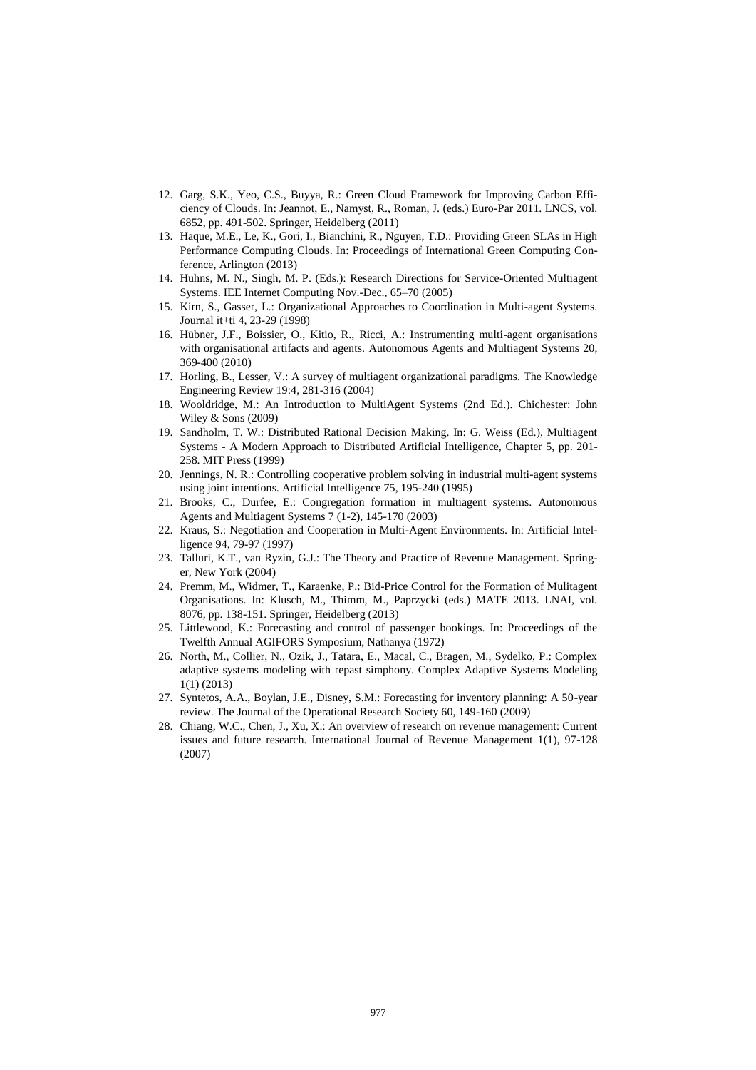12. Garg, S.K., Yeo, C.S., Buyya, R.: Green Cloud Framework for Improving Carbon Efficiency of Clouds. In: Jeannot, E., Namyst, R., Roman, J. (eds.) Euro-Par 2011. LNCS, vol. 6852, pp. 491-502. Springer, Heidelberg (2011)
13. Haque, M.E., Le, K., Gori, I., Bianchini, R., Nguyen, T.D.: Providing Green SLAs in High Performance Computing Clouds. In: Proceedings of International Green Computing Conference, Arlington (2013)
14. Huhns, M. N., Singh, M. P. (Eds.): Research Directions for Service-Oriented Multiagent Systems. IEE Internet Computing Nov.-Dec., 65–70 (2005)
15. Kirn, S., Gasser, L.: Organizational Approaches to Coordination in Multi-agent Systems. Journal it+ti 4, 23-29 (1998)
16. Hübner, J.F., Boissier, O., Kitio, R., Ricci, A.: Instrumenting multi-agent organisations with organisational artifacts and agents. Autonomous Agents and Multiagent Systems 20, 369-400 (2010)
17. Horling, B., Lesser, V.: A survey of multiagent organizational paradigms. The Knowledge Engineering Review 19:4, 281-316 (2004)
18. Wooldridge, M.: An Introduction to MultiAgent Systems (2nd Ed.). Chichester: John Wiley & Sons (2009)
19. Sandholm, T. W.: Distributed Rational Decision Making. In: G. Weiss (Ed.), Multiagent Systems - A Modern Approach to Distributed Artificial Intelligence, Chapter 5, pp. 201-258. MIT Press (1999)
20. Jennings, N. R.: Controlling cooperative problem solving in industrial multi-agent systems using joint intentions. Artificial Intelligence 75, 195-240 (1995)
21. Brooks, C., Durfee, E.: Congregation formation in multiagent systems. Autonomous Agents and Multiagent Systems 7 (1-2), 145-170 (2003)
22. Kraus, S.: Negotiation and Cooperation in Multi-Agent Environments. In: Artificial Intelligence 94, 79-97 (1997)
23. Talluri, K.T., van Ryzin, G.J.: The Theory and Practice of Revenue Management. Springer, New York (2004)
24. Premm, M., Widmer, T., Karaenke, P.: Bid-Price Control for the Formation of Mulitagent Organisations. In: Klusch, M., Thimm, M., Paprzycki (eds.) MATE 2013. LNAI, vol. 8076, pp. 138-151. Springer, Heidelberg (2013)
25. Littlewood, K.: Forecasting and control of passenger bookings. In: Proceedings of the Twelfth Annual AGIFORS Symposium, Nathanya (1972)
26. North, M., Collier, N., Ozik, J., Tatara, E., Macal, C., Bragen, M., Sydelko, P.: Complex adaptive systems modeling with repast simphony. Complex Adaptive Systems Modeling 1(1) (2013)
27. Syntetos, A.A., Boylan, J.E., Disney, S.M.: Forecasting for inventory planning: A 50-year review. The Journal of the Operational Research Society 60, 149-160 (2009)
28. Chiang, W.C., Chen, J., Xu, X.: An overview of research on revenue management: Current issues and future research. International Journal of Revenue Management 1(1), 97-128 (2007)